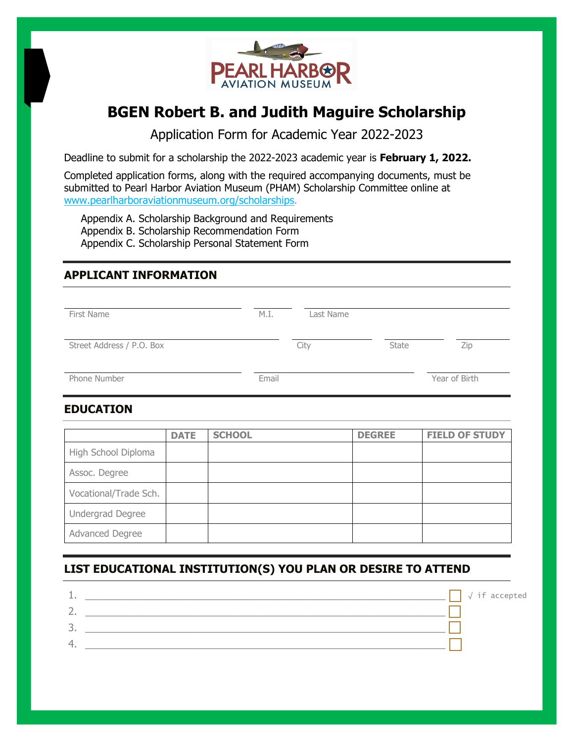# BGEN Robert B. and Judith Maguire Scholarship

Application Form for Academic Year 2022-2023

Deadline to submit for a scholarship the 2022-2023 academic year is **February 1, 2022.**

Completed application forms, along with the required accompanying documents, must be submitted to Pearl Harbor Aviation Museum (PHAM) Scholarship Committee online at www.pearlharboraviationmuseum.org/scholarships.

Appendix A. Scholarship Background and Requirements
Appendix B. Scholarship Recommendation Form
Appendix C. Scholarship Personal Statement Form

## APPLICANT INFORMATION

First Name ______ M.I. ______ Last Name ______

Street Address / P.O. Box ______ City ______ State ______ Zip ______

Phone Number ______ Email ______ Year of Birth ______

## EDUCATION

| | DATE | SCHOOL | DEGREE | FIELD OF STUDY |
|---|---|---|---|---|
| High School Diploma | | | | |
| Assoc. Degree | | | | |
| Vocational/Trade Sch. | | | | |
| Undergrad Degree | | | | |
| Advanced Degree | | | | |

## LIST EDUCATIONAL INSTITUTION(S) YOU PLAN OR DESIRE TO ATTEND

1. ______ ☐ √ if accepted
2. ______ ☐
3. ______ ☐
4. ______ ☐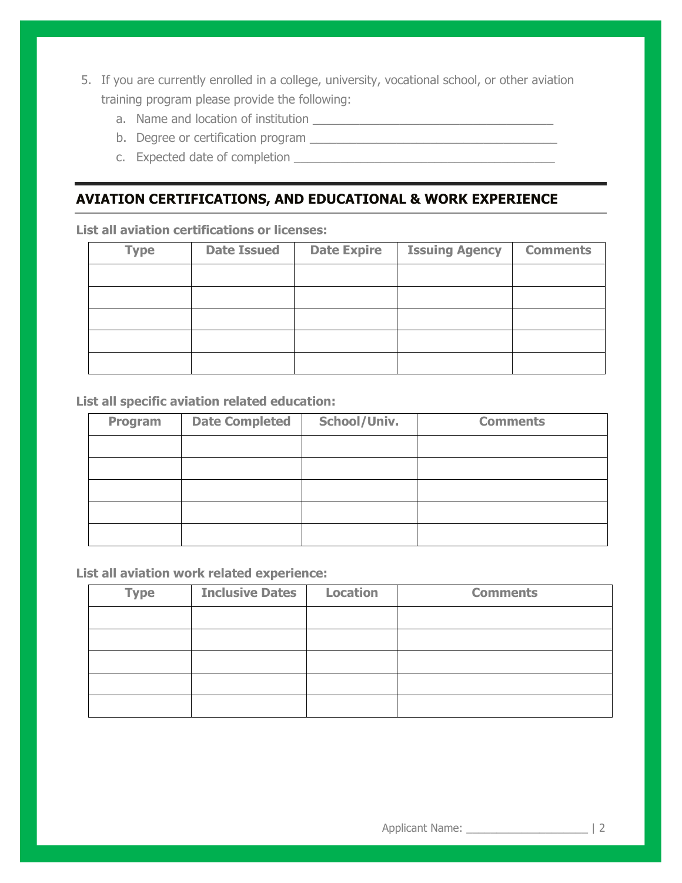5. If you are currently enrolled in a college, university, vocational school, or other aviation training program please provide the following:
   a. Name and location of institution ___________________________________
   b. Degree or certification program ___________________________________
   c. Expected date of completion ___________________________________

## AVIATION CERTIFICATIONS, AND EDUCATIONAL & WORK EXPERIENCE

**List all aviation certifications or licenses:**

| Type | Date Issued | Date Expire | Issuing Agency | Comments |
| --- | --- | --- | --- | --- |
| | | | | |
| | | | | |
| | | | | |
| | | | | |
| | | | | |

**List all specific aviation related education:**

| Program | Date Completed | School/Univ. | Comments |
| --- | --- | --- | --- |
| | | | |
| | | | |
| | | | |
| | | | |
| | | | |

**List all aviation work related experience:**

| Type | Inclusive Dates | Location | Comments |
| --- | --- | --- | --- |
| | | | |
| | | | |
| | | | |
| | | | |
| | | | |

Applicant Name: ____________________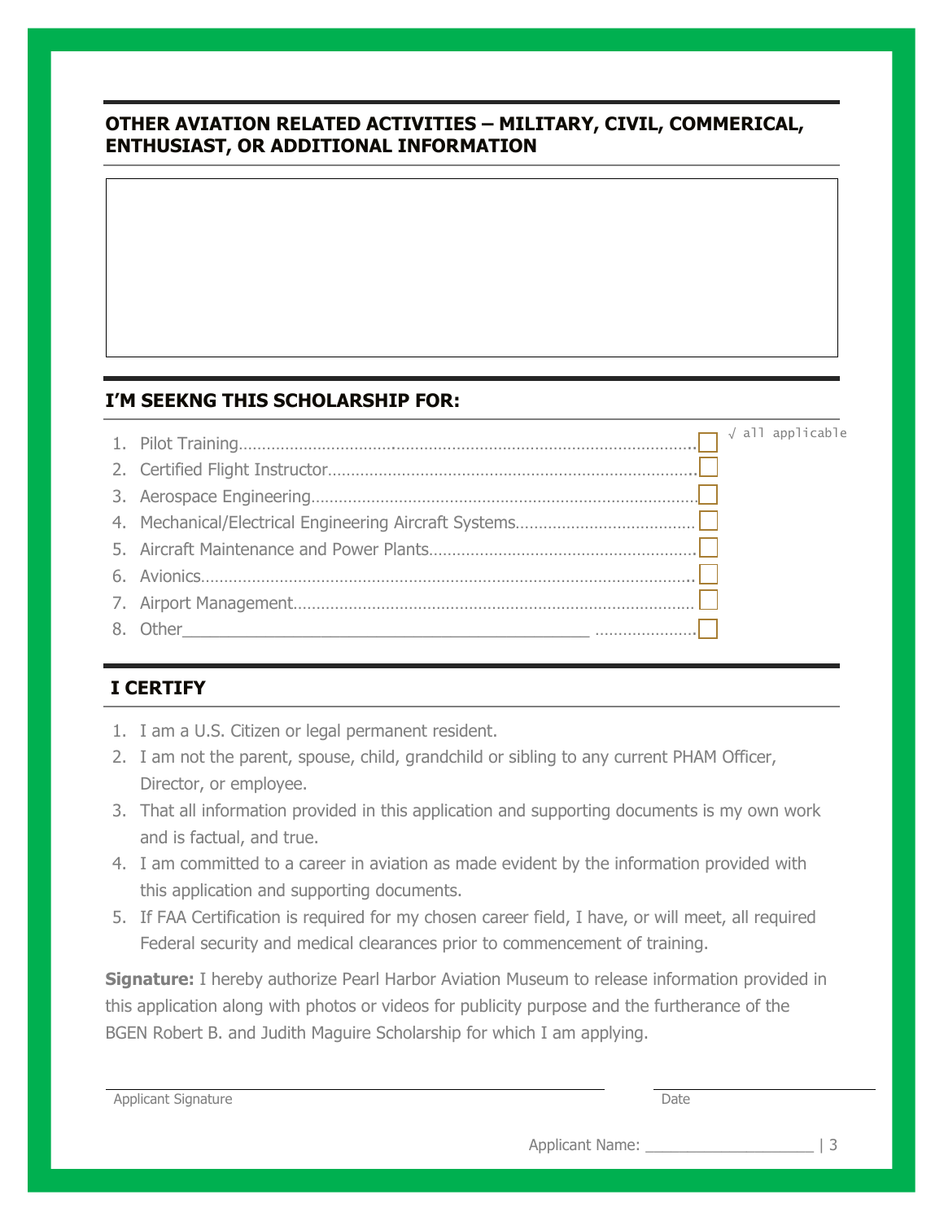## OTHER AVIATION RELATED ACTIVITIES – MILITARY, CIVIL, COMMERICAL, ENTHUSIAST, OR ADDITIONAL INFORMATION

## I'M SEEKNG THIS SCHOLARSHIP FOR:

√ all applicable

1. Pilot Training........................................................................................ ☐
2. Certified Flight Instructor................................................................ ☐
3. Aerospace Engineering.................................................................... ☐
4. Mechanical/Electrical Engineering Aircraft Systems....................... ☐
5. Aircraft Maintenance and Power Plants.......................................... ☐
6. Avionics............................................................................................ ☐
7. Airport Management........................................................................ ☐
8. Other_______________________________________________ ..................... ☐

## I CERTIFY

1. I am a U.S. Citizen or legal permanent resident.
2. I am not the parent, spouse, child, grandchild or sibling to any current PHAM Officer, Director, or employee.
3. That all information provided in this application and supporting documents is my own work and is factual, and true.
4. I am committed to a career in aviation as made evident by the information provided with this application and supporting documents.
5. If FAA Certification is required for my chosen career field, I have, or will meet, all required Federal security and medical clearances prior to commencement of training.

**Signature:** I hereby authorize Pearl Harbor Aviation Museum to release information provided in this application along with photos or videos for publicity purpose and the furtherance of the BGEN Robert B. and Judith Maguire Scholarship for which I am applying.

______________________________ Applicant Signature

______________________________ Date

Applicant Name: ____________________